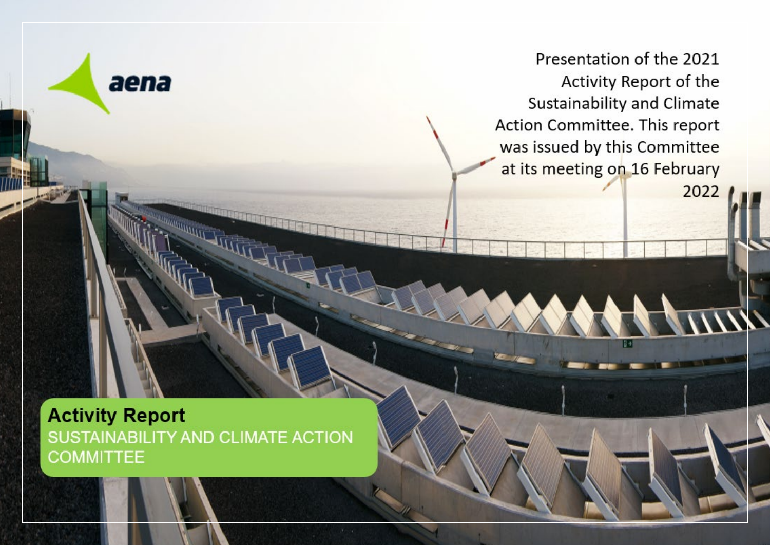aena

Presentation of the 2021 Activity Report of the Sustainability and Climate Action Committee. This report was issued by this Committee at its meeting on 16 February 2022

# Activity Report

## SUSTAINABILITY AND CLIMATE ACTION COMMITTEE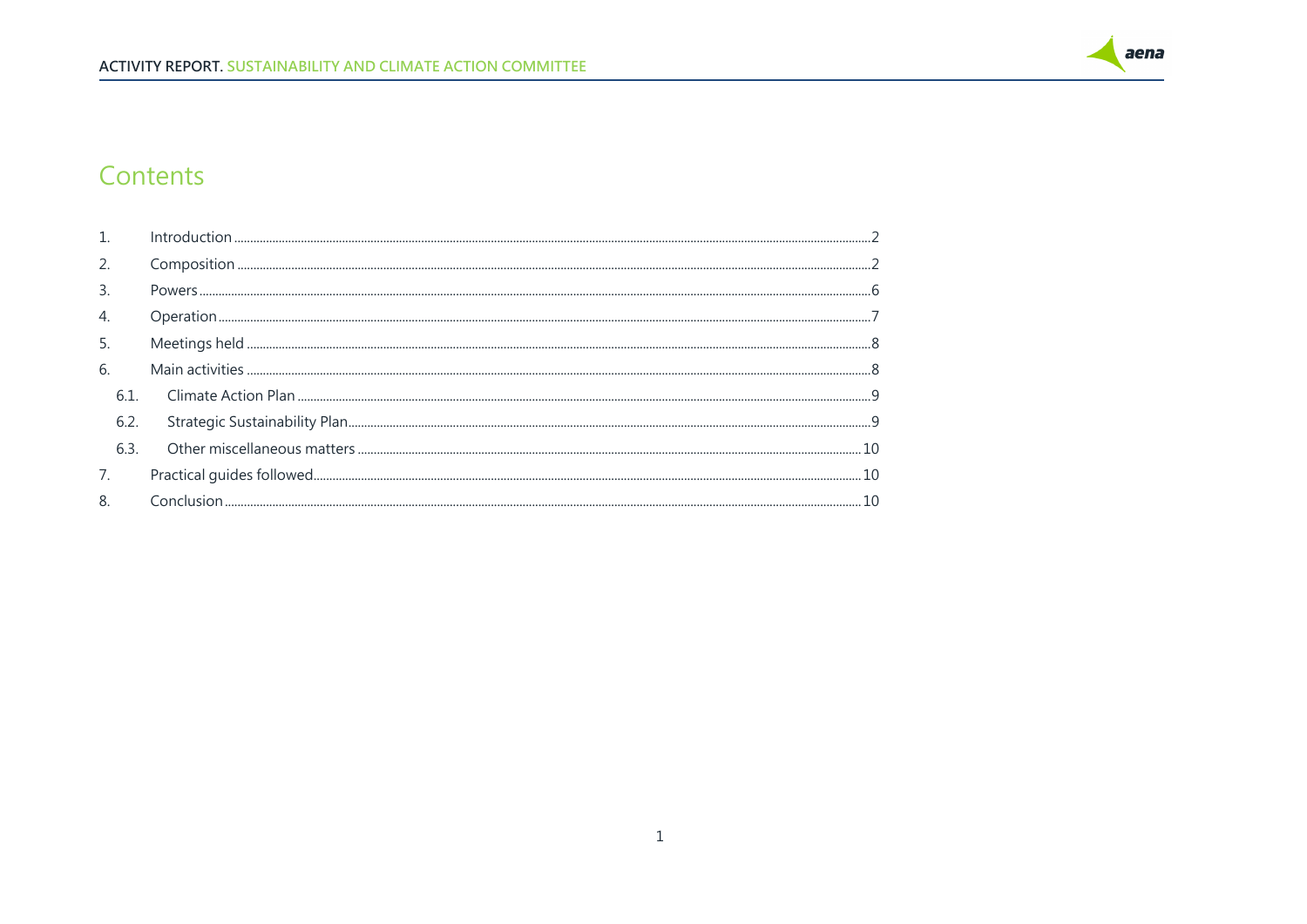# Contents

1. Introduction ........ 2
2. Composition ........ 2
3. Powers ........ 6
4. Operation ........ 7
5. Meetings held ........ 8
6. Main activities ........ 8
   - 6.1. Climate Action Plan ........ 9
   - 6.2. Strategic Sustainability Plan ........ 9
   - 6.3. Other miscellaneous matters ........ 10
7. Practical guides followed ........ 10
8. Conclusion ........ 10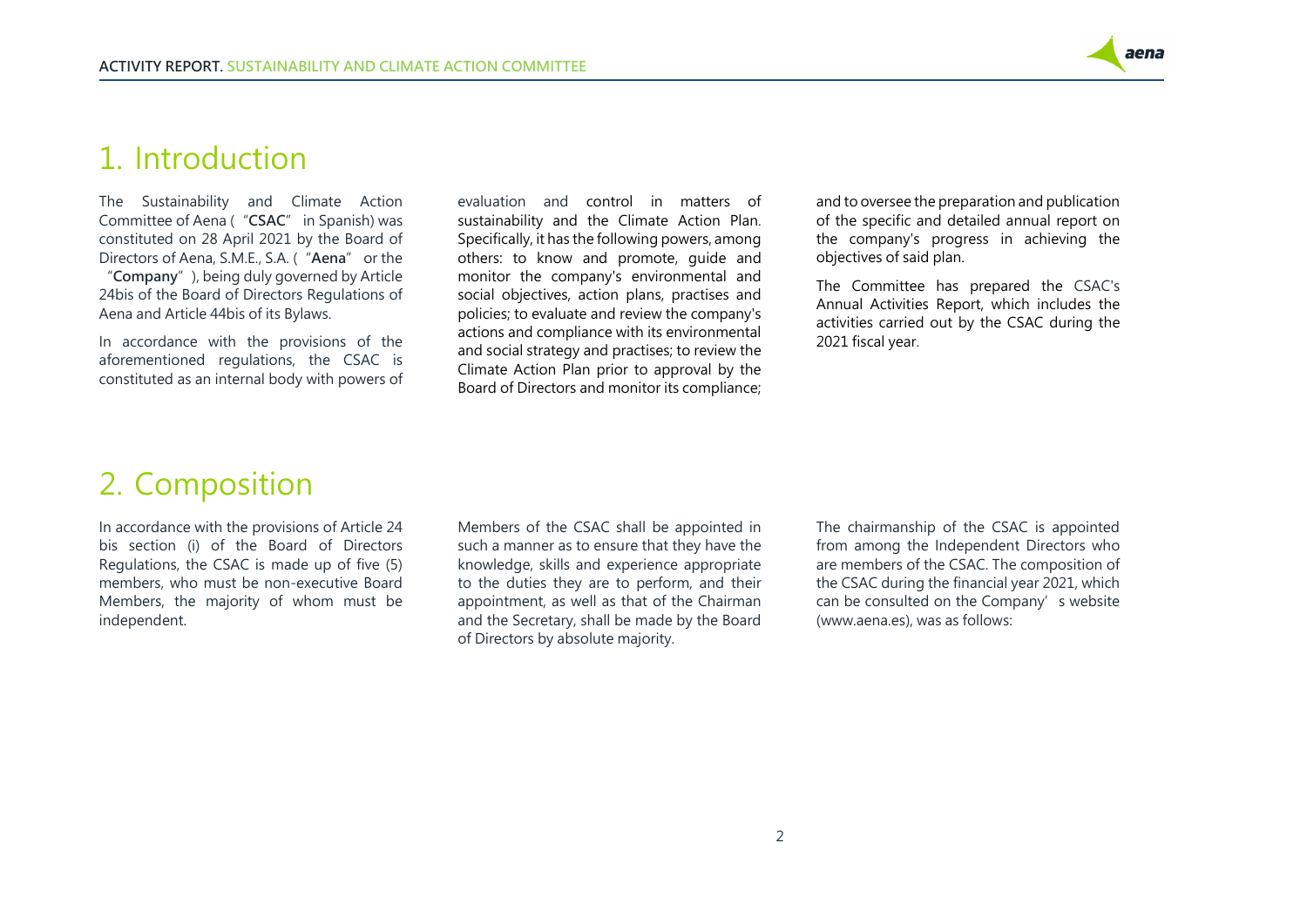# 1. Introduction

The Sustainability and Climate Action Committee of Aena ("**CSAC**" in Spanish) was constituted on 28 April 2021 by the Board of Directors of Aena, S.M.E., S.A. ("**Aena**" or the "**Company**"), being duly governed by Article 24bis of the Board of Directors Regulations of Aena and Article 44bis of its Bylaws.

In accordance with the provisions of the aforementioned regulations, the CSAC is constituted as an internal body with powers of evaluation and control in matters of sustainability and the Climate Action Plan. Specifically, it has the following powers, among others: to know and promote, guide and monitor the company's environmental and social objectives, action plans, practises and policies; to evaluate and review the company's actions and compliance with its environmental and social strategy and practises; to review the Climate Action Plan prior to approval by the Board of Directors and monitor its compliance; and to oversee the preparation and publication of the specific and detailed annual report on the company's progress in achieving the objectives of said plan.

The Committee has prepared the CSAC's Annual Activities Report, which includes the activities carried out by the CSAC during the 2021 fiscal year.

# 2. Composition

In accordance with the provisions of Article 24 bis section (i) of the Board of Directors Regulations, the CSAC is made up of five (5) members, who must be non-executive Board Members, the majority of whom must be independent.

Members of the CSAC shall be appointed in such a manner as to ensure that they have the knowledge, skills and experience appropriate to the duties they are to perform, and their appointment, as well as that of the Chairman and the Secretary, shall be made by the Board of Directors by absolute majority.

The chairmanship of the CSAC is appointed from among the Independent Directors who are members of the CSAC. The composition of the CSAC during the financial year 2021, which can be consulted on the Company's website (www.aena.es), was as follows: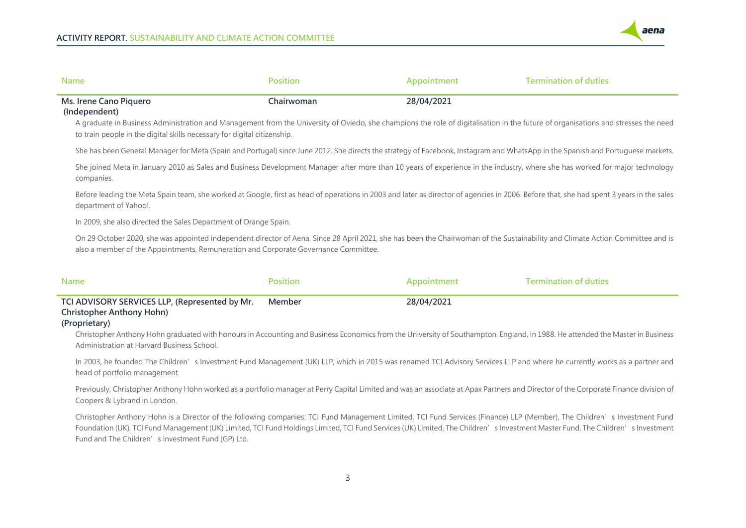| Name | Position | Appointment | Termination of duties |
| --- | --- | --- | --- |
| **Ms. Irene Cano Piquero (Independent)** | **Chairwoman** | **28/04/2021** | |

A graduate in Business Administration and Management from the University of Oviedo, she champions the role of digitalisation in the future of organisations and stresses the need to train people in the digital skills necessary for digital citizenship.

She has been General Manager for Meta (Spain and Portugal) since June 2012. She directs the strategy of Facebook, Instagram and WhatsApp in the Spanish and Portuguese markets.

She joined Meta in January 2010 as Sales and Business Development Manager after more than 10 years of experience in the industry, where she has worked for major technology companies.

Before leading the Meta Spain team, she worked at Google, first as head of operations in 2003 and later as director of agencies in 2006. Before that, she had spent 3 years in the sales department of Yahoo!.

In 2009, she also directed the Sales Department of Orange Spain.

On 29 October 2020, she was appointed independent director of Aena. Since 28 April 2021, she has been the Chairwoman of the Sustainability and Climate Action Committee and is also a member of the Appointments, Remuneration and Corporate Governance Committee.

| Name | Position | Appointment | Termination of duties |
| --- | --- | --- | --- |
| **TCI ADVISORY SERVICES LLP, (Represented by Mr. Christopher Anthony Hohn) (Proprietary)** | **Member** | **28/04/2021** | |

Christopher Anthony Hohn graduated with honours in Accounting and Business Economics from the University of Southampton, England, in 1988. He attended the Master in Business Administration at Harvard Business School.

In 2003, he founded The Children's Investment Fund Management (UK) LLP, which in 2015 was renamed TCI Advisory Services LLP and where he currently works as a partner and head of portfolio management.

Previously, Christopher Anthony Hohn worked as a portfolio manager at Perry Capital Limited and was an associate at Apax Partners and Director of the Corporate Finance division of Coopers & Lybrand in London.

Christopher Anthony Hohn is a Director of the following companies: TCI Fund Management Limited, TCI Fund Services (Finance) LLP (Member), The Children's Investment Fund Foundation (UK), TCI Fund Management (UK) Limited, TCI Fund Holdings Limited, TCI Fund Services (UK) Limited, The Children's Investment Master Fund, The Children's Investment Fund and The Children's Investment Fund (GP) Ltd.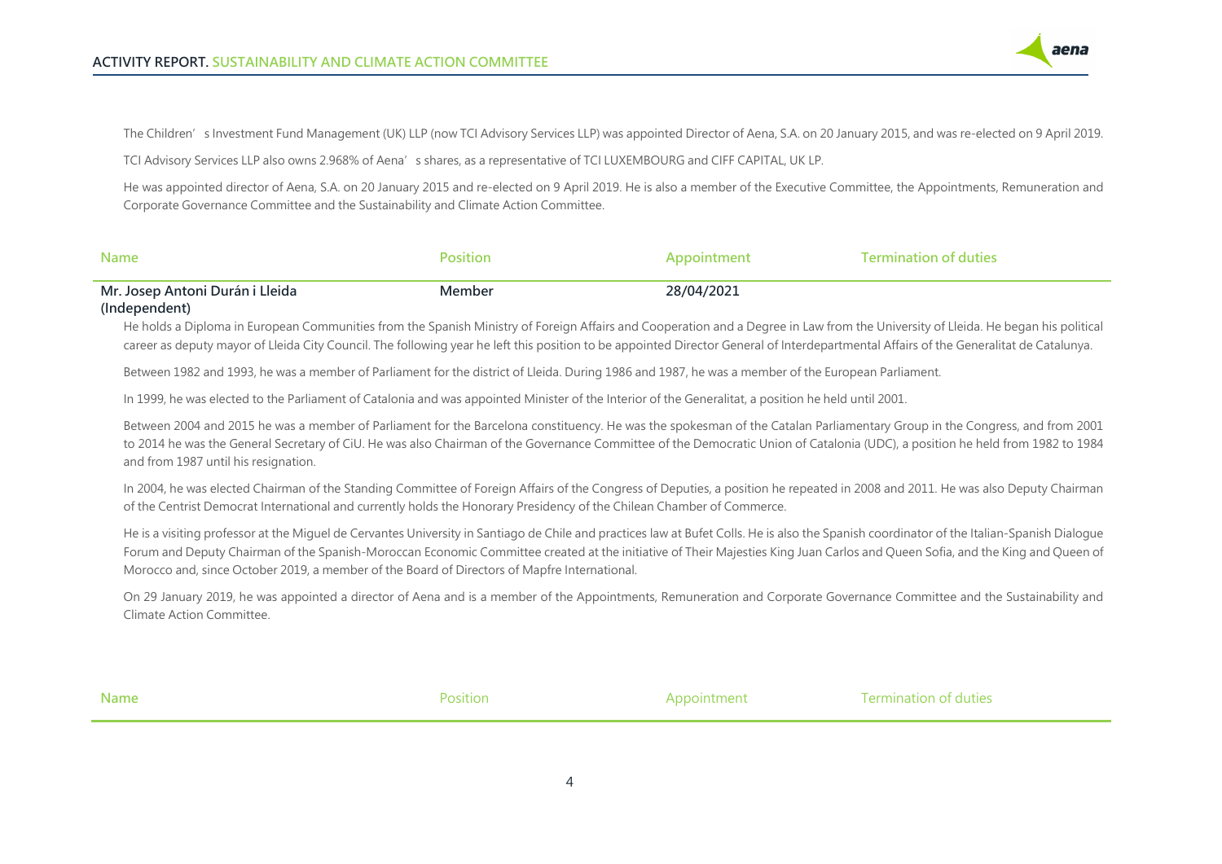The Children' s Investment Fund Management (UK) LLP (now TCI Advisory Services LLP) was appointed Director of Aena, S.A. on 20 January 2015, and was re-elected on 9 April 2019.

TCI Advisory Services LLP also owns 2.968% of Aena' s shares, as a representative of TCI LUXEMBOURG and CIFF CAPITAL, UK LP.

He was appointed director of Aena, S.A. on 20 January 2015 and re-elected on 9 April 2019. He is also a member of the Executive Committee, the Appointments, Remuneration and Corporate Governance Committee and the Sustainability and Climate Action Committee.

| Name | Position | Appointment | Termination of duties |
|---|---|---|---|
| **Mr. Josep Antoni Durán i Lleida (Independent)** | **Member** | **28/04/2021** | |

He holds a Diploma in European Communities from the Spanish Ministry of Foreign Affairs and Cooperation and a Degree in Law from the University of Lleida. He began his political career as deputy mayor of Lleida City Council. The following year he left this position to be appointed Director General of Interdepartmental Affairs of the Generalitat de Catalunya.

Between 1982 and 1993, he was a member of Parliament for the district of Lleida. During 1986 and 1987, he was a member of the European Parliament.

In 1999, he was elected to the Parliament of Catalonia and was appointed Minister of the Interior of the Generalitat, a position he held until 2001.

Between 2004 and 2015 he was a member of Parliament for the Barcelona constituency. He was the spokesman of the Catalan Parliamentary Group in the Congress, and from 2001 to 2014 he was the General Secretary of CiU. He was also Chairman of the Governance Committee of the Democratic Union of Catalonia (UDC), a position he held from 1982 to 1984 and from 1987 until his resignation.

In 2004, he was elected Chairman of the Standing Committee of Foreign Affairs of the Congress of Deputies, a position he repeated in 2008 and 2011. He was also Deputy Chairman of the Centrist Democrat International and currently holds the Honorary Presidency of the Chilean Chamber of Commerce.

He is a visiting professor at the Miguel de Cervantes University in Santiago de Chile and practices law at Bufet Colls. He is also the Spanish coordinator of the Italian-Spanish Dialogue Forum and Deputy Chairman of the Spanish-Moroccan Economic Committee created at the initiative of Their Majesties King Juan Carlos and Queen Sofia, and the King and Queen of Morocco and, since October 2019, a member of the Board of Directors of Mapfre International.

On 29 January 2019, he was appointed a director of Aena and is a member of the Appointments, Remuneration and Corporate Governance Committee and the Sustainability and Climate Action Committee.

| Name | Position | Appointment | Termination of duties |
|---|---|---|---|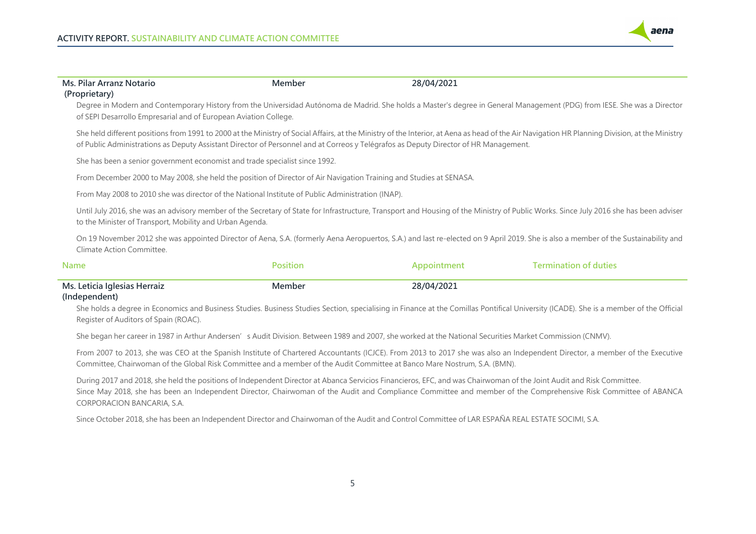| Ms. Pilar Arranz Notario (Proprietary) | Member | 28/04/2021 | |
|---|---|---|---|

Degree in Modern and Contemporary History from the Universidad Autónoma de Madrid. She holds a Master's degree in General Management (PDG) from IESE. She was a Director of SEPI Desarrollo Empresarial and of European Aviation College.

She held different positions from 1991 to 2000 at the Ministry of Social Affairs, at the Ministry of the Interior, at Aena as head of the Air Navigation HR Planning Division, at the Ministry of Public Administrations as Deputy Assistant Director of Personnel and at Correos y Telégrafos as Deputy Director of HR Management.

She has been a senior government economist and trade specialist since 1992.

From December 2000 to May 2008, she held the position of Director of Air Navigation Training and Studies at SENASA.

From May 2008 to 2010 she was director of the National Institute of Public Administration (INAP).

Until July 2016, she was an advisory member of the Secretary of State for Infrastructure, Transport and Housing of the Ministry of Public Works. Since July 2016 she has been adviser to the Minister of Transport, Mobility and Urban Agenda.

On 19 November 2012 she was appointed Director of Aena, S.A. (formerly Aena Aeropuertos, S.A.) and last re-elected on 9 April 2019. She is also a member of the Sustainability and Climate Action Committee.

| Name | Position | Appointment | Termination of duties |
|---|---|---|---|
| Ms. Leticia Iglesias Herraiz (Independent) | Member | 28/04/2021 | |

She holds a degree in Economics and Business Studies. Business Studies Section, specialising in Finance at the Comillas Pontifical University (ICADE). She is a member of the Official Register of Auditors of Spain (ROAC).

She began her career in 1987 in Arthur Andersen's Audit Division. Between 1989 and 2007, she worked at the National Securities Market Commission (CNMV).

From 2007 to 2013, she was CEO at the Spanish Institute of Chartered Accountants (ICJCE). From 2013 to 2017 she was also an Independent Director, a member of the Executive Committee, Chairwoman of the Global Risk Committee and a member of the Audit Committee at Banco Mare Nostrum, S.A. (BMN).

During 2017 and 2018, she held the positions of Independent Director at Abanca Servicios Financieros, EFC, and was Chairwoman of the Joint Audit and Risk Committee.
Since May 2018, she has been an Independent Director, Chairwoman of the Audit and Compliance Committee and member of the Comprehensive Risk Committee of ABANCA CORPORACION BANCARIA, S.A.

Since October 2018, she has been an Independent Director and Chairwoman of the Audit and Control Committee of LAR ESPAÑA REAL ESTATE SOCIMI, S.A.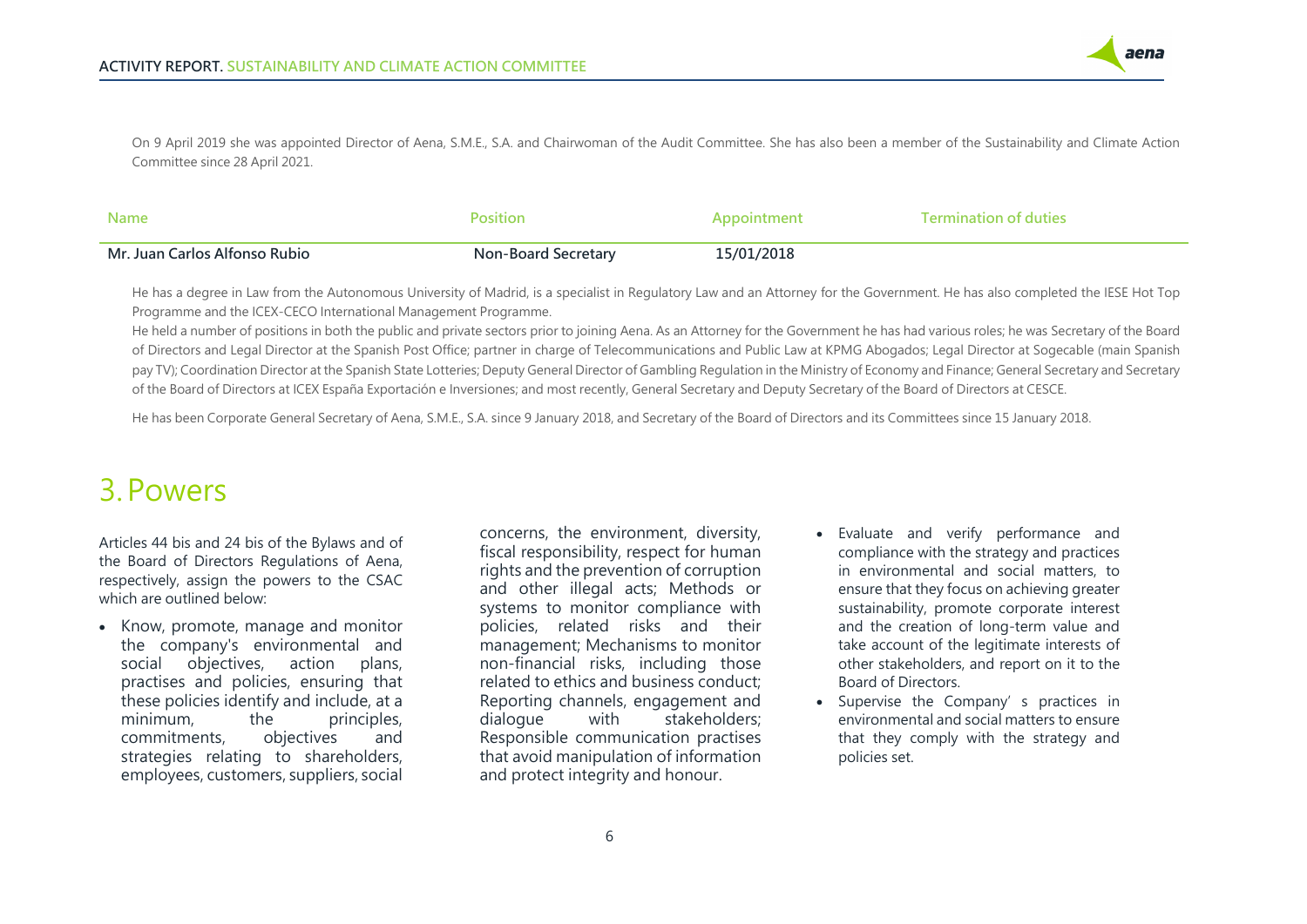On 9 April 2019 she was appointed Director of Aena, S.M.E., S.A. and Chairwoman of the Audit Committee. She has also been a member of the Sustainability and Climate Action Committee since 28 April 2021.

| Name | Position | Appointment | Termination of duties |
| --- | --- | --- | --- |
| **Mr. Juan Carlos Alfonso Rubio** | **Non-Board Secretary** | **15/01/2018** | |

He has a degree in Law from the Autonomous University of Madrid, is a specialist in Regulatory Law and an Attorney for the Government. He has also completed the IESE Hot Top Programme and the ICEX-CECO International Management Programme.

He held a number of positions in both the public and private sectors prior to joining Aena. As an Attorney for the Government he has had various roles; he was Secretary of the Board of Directors and Legal Director at the Spanish Post Office; partner in charge of Telecommunications and Public Law at KPMG Abogados; Legal Director at Sogecable (main Spanish pay TV); Coordination Director at the Spanish State Lotteries; Deputy General Director of Gambling Regulation in the Ministry of Economy and Finance; General Secretary and Secretary of the Board of Directors at ICEX España Exportación e Inversiones; and most recently, General Secretary and Deputy Secretary of the Board of Directors at CESCE.

He has been Corporate General Secretary of Aena, S.M.E., S.A. since 9 January 2018, and Secretary of the Board of Directors and its Committees since 15 January 2018.

# 3. Powers

Articles 44 bis and 24 bis of the Bylaws and of the Board of Directors Regulations of Aena, respectively, assign the powers to the CSAC which are outlined below:

- Know, promote, manage and monitor the company's environmental and social objectives, action plans, practises and policies, ensuring that these policies identify and include, at a minimum, the principles, commitments, objectives and strategies relating to shareholders, employees, customers, suppliers, social concerns, the environment, diversity, fiscal responsibility, respect for human rights and the prevention of corruption and other illegal acts; Methods or systems to monitor compliance with policies, related risks and their management; Mechanisms to monitor non-financial risks, including those related to ethics and business conduct; Reporting channels, engagement and dialogue with stakeholders; Responsible communication practises that avoid manipulation of information and protect integrity and honour.
- Evaluate and verify performance and compliance with the strategy and practices in environmental and social matters, to ensure that they focus on achieving greater sustainability, promote corporate interest and the creation of long-term value and take account of the legitimate interests of other stakeholders, and report on it to the Board of Directors.
- Supervise the Company' s practices in environmental and social matters to ensure that they comply with the strategy and policies set.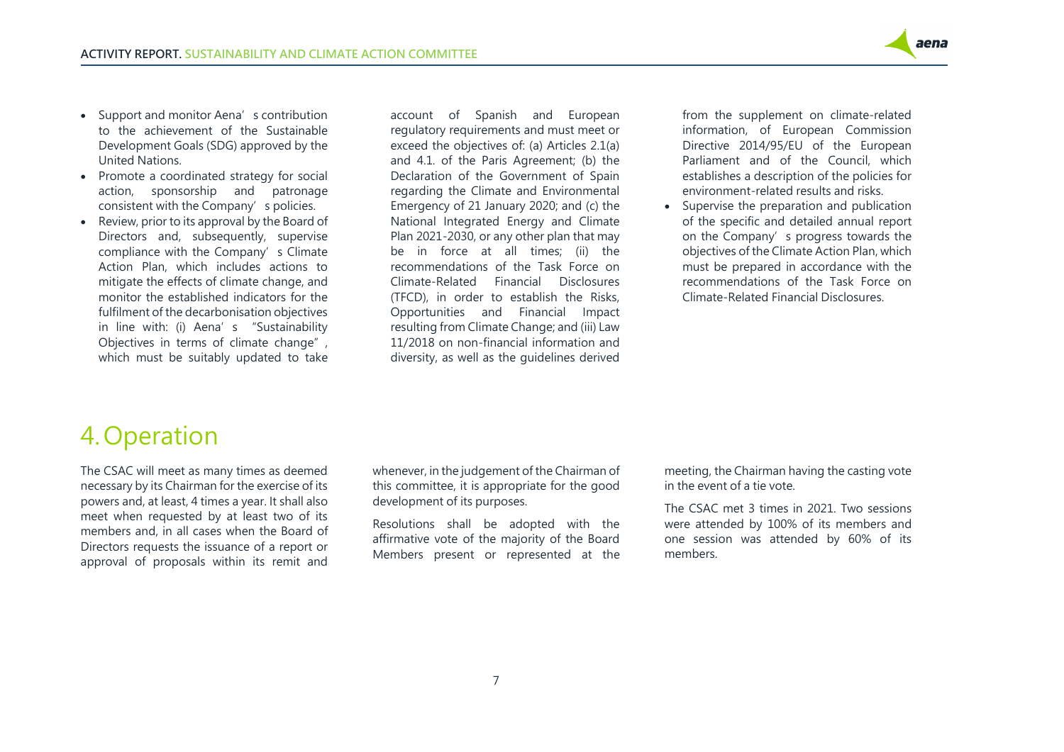- Support and monitor Aena's contribution to the achievement of the Sustainable Development Goals (SDG) approved by the United Nations.
- Promote a coordinated strategy for social action, sponsorship and patronage consistent with the Company's policies.
- Review, prior to its approval by the Board of Directors and, subsequently, supervise compliance with the Company's Climate Action Plan, which includes actions to mitigate the effects of climate change, and monitor the established indicators for the fulfilment of the decarbonisation objectives in line with: (i) Aena's "Sustainability Objectives in terms of climate change", which must be suitably updated to take account of Spanish and European regulatory requirements and must meet or exceed the objectives of: (a) Articles 2.1(a) and 4.1. of the Paris Agreement; (b) the Declaration of the Government of Spain regarding the Climate and Environmental Emergency of 21 January 2020; and (c) the National Integrated Energy and Climate Plan 2021-2030, or any other plan that may be in force at all times; (ii) the recommendations of the Task Force on Climate-Related Financial Disclosures (TFCD), in order to establish the Risks, Opportunities and Financial Impact resulting from Climate Change; and (iii) Law 11/2018 on non-financial information and diversity, as well as the guidelines derived from the supplement on climate-related information, of European Commission Directive 2014/95/EU of the European Parliament and of the Council, which establishes a description of the policies for environment-related results and risks.
- Supervise the preparation and publication of the specific and detailed annual report on the Company's progress towards the objectives of the Climate Action Plan, which must be prepared in accordance with the recommendations of the Task Force on Climate-Related Financial Disclosures.

# 4. Operation

The CSAC will meet as many times as deemed necessary by its Chairman for the exercise of its powers and, at least, 4 times a year. It shall also meet when requested by at least two of its members and, in all cases when the Board of Directors requests the issuance of a report or approval of proposals within its remit and whenever, in the judgement of the Chairman of this committee, it is appropriate for the good development of its purposes.

Resolutions shall be adopted with the affirmative vote of the majority of the Board Members present or represented at the meeting, the Chairman having the casting vote in the event of a tie vote.

The CSAC met 3 times in 2021. Two sessions were attended by 100% of its members and one session was attended by 60% of its members.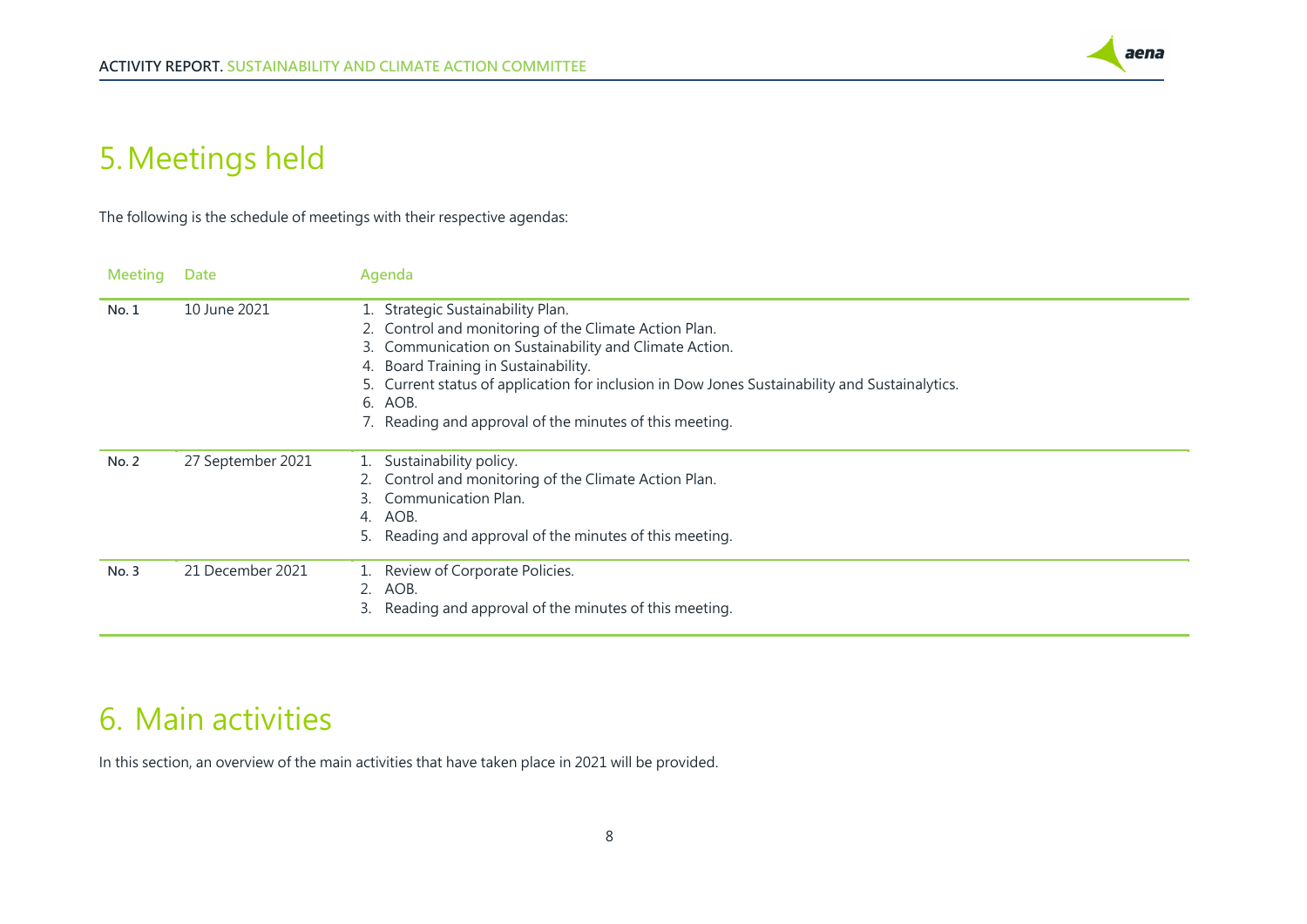# 5. Meetings held

The following is the schedule of meetings with their respective agendas:

| Meeting | Date | Agenda |
|---|---|---|
| **No. 1** | 10 June 2021 | 1. Strategic Sustainability Plan.<br>2. Control and monitoring of the Climate Action Plan.<br>3. Communication on Sustainability and Climate Action.<br>4. Board Training in Sustainability.<br>5. Current status of application for inclusion in Dow Jones Sustainability and Sustainalytics.<br>6. AOB.<br>7. Reading and approval of the minutes of this meeting. |
| **No. 2** | 27 September 2021 | 1. Sustainability policy.<br>2. Control and monitoring of the Climate Action Plan.<br>3. Communication Plan.<br>4. AOB.<br>5. Reading and approval of the minutes of this meeting. |
| **No. 3** | 21 December 2021 | 1. Review of Corporate Policies.<br>2. AOB.<br>3. Reading and approval of the minutes of this meeting. |

# 6. Main activities

In this section, an overview of the main activities that have taken place in 2021 will be provided.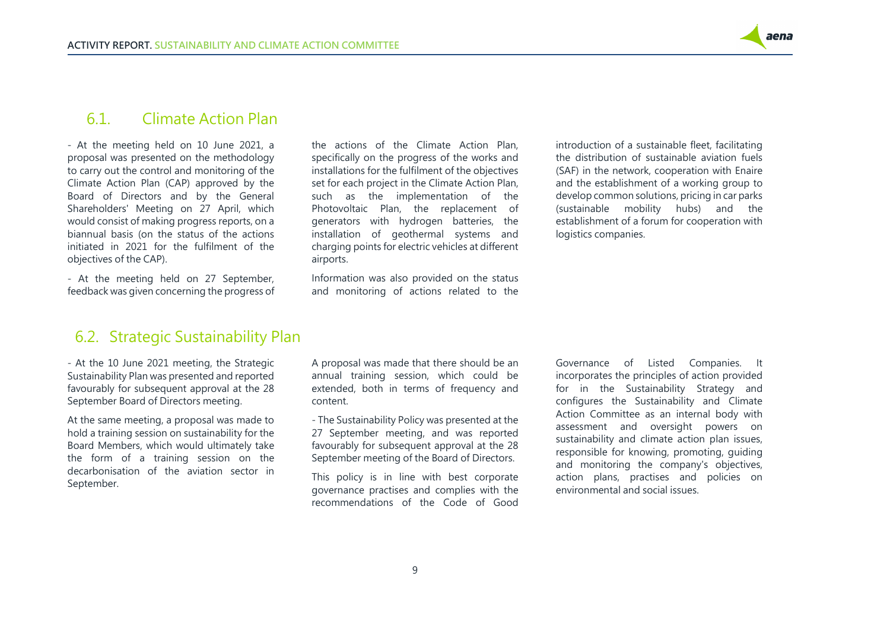## 6.1. Climate Action Plan

- At the meeting held on 10 June 2021, a proposal was presented on the methodology to carry out the control and monitoring of the Climate Action Plan (CAP) approved by the Board of Directors and by the General Shareholders' Meeting on 27 April, which would consist of making progress reports, on a biannual basis (on the status of the actions initiated in 2021 for the fulfilment of the objectives of the CAP).

- At the meeting held on 27 September, feedback was given concerning the progress of the actions of the Climate Action Plan, specifically on the progress of the works and installations for the fulfilment of the objectives set for each project in the Climate Action Plan, such as the implementation of the Photovoltaic Plan, the replacement of generators with hydrogen batteries, the installation of geothermal systems and charging points for electric vehicles at different airports.

Information was also provided on the status and monitoring of actions related to the introduction of a sustainable fleet, facilitating the distribution of sustainable aviation fuels (SAF) in the network, cooperation with Enaire and the establishment of a working group to develop common solutions, pricing in car parks (sustainable mobility hubs) and the establishment of a forum for cooperation with logistics companies.

## 6.2. Strategic Sustainability Plan

- At the 10 June 2021 meeting, the Strategic Sustainability Plan was presented and reported favourably for subsequent approval at the 28 September Board of Directors meeting.

At the same meeting, a proposal was made to hold a training session on sustainability for the Board Members, which would ultimately take the form of a training session on the decarbonisation of the aviation sector in September.

A proposal was made that there should be an annual training session, which could be extended, both in terms of frequency and content.

- The Sustainability Policy was presented at the 27 September meeting, and was reported favourably for subsequent approval at the 28 September meeting of the Board of Directors.

This policy is in line with best corporate governance practises and complies with the recommendations of the Code of Good Governance of Listed Companies. It incorporates the principles of action provided for in the Sustainability Strategy and configures the Sustainability and Climate Action Committee as an internal body with assessment and oversight powers on sustainability and climate action plan issues, responsible for knowing, promoting, guiding and monitoring the company's objectives, action plans, practises and policies on environmental and social issues.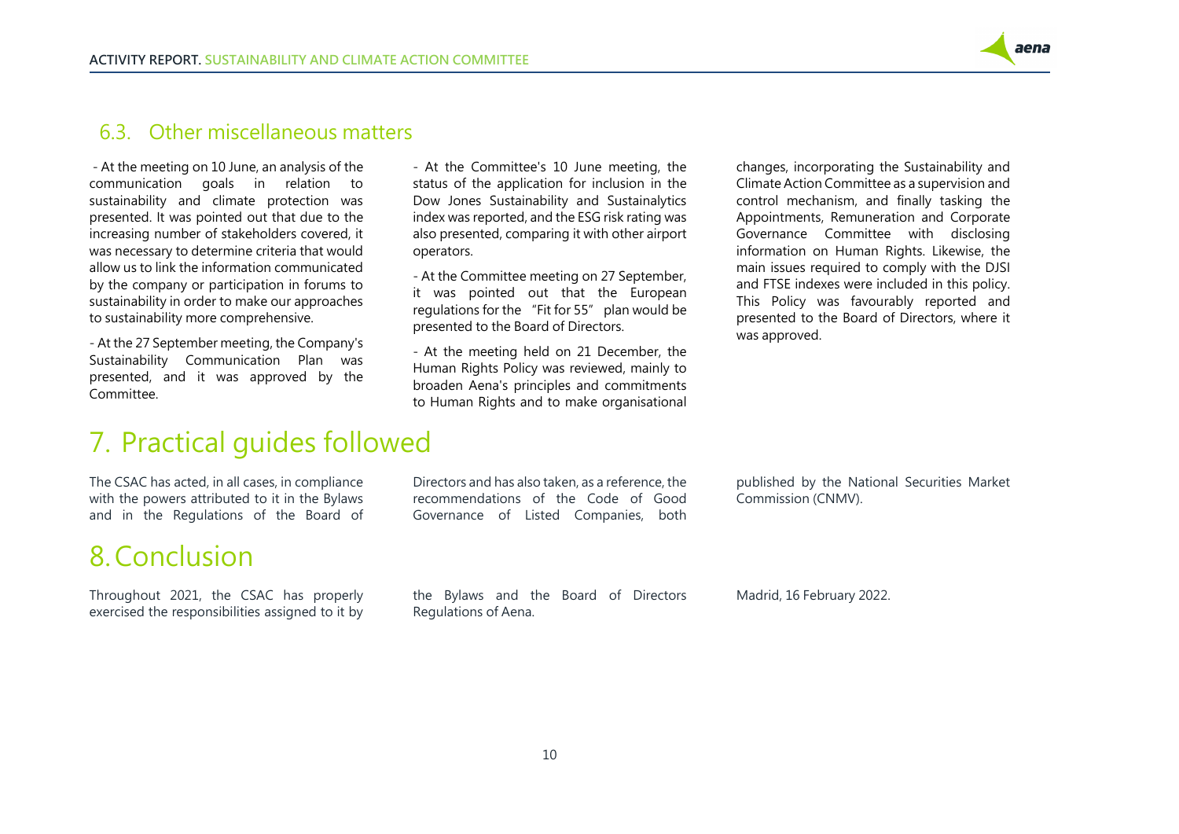## 6.3. Other miscellaneous matters

- At the meeting on 10 June, an analysis of the communication goals in relation to sustainability and climate protection was presented. It was pointed out that due to the increasing number of stakeholders covered, it was necessary to determine criteria that would allow us to link the information communicated by the company or participation in forums to sustainability in order to make our approaches to sustainability more comprehensive.

- At the 27 September meeting, the Company's Sustainability Communication Plan was presented, and it was approved by the Committee.

- At the Committee's 10 June meeting, the status of the application for inclusion in the Dow Jones Sustainability and Sustainalytics index was reported, and the ESG risk rating was also presented, comparing it with other airport operators.

- At the Committee meeting on 27 September, it was pointed out that the European regulations for the "Fit for 55" plan would be presented to the Board of Directors.

- At the meeting held on 21 December, the Human Rights Policy was reviewed, mainly to broaden Aena's principles and commitments to Human Rights and to make organisational changes, incorporating the Sustainability and Climate Action Committee as a supervision and control mechanism, and finally tasking the Appointments, Remuneration and Corporate Governance Committee with disclosing information on Human Rights. Likewise, the main issues required to comply with the DJSI and FTSE indexes were included in this policy. This Policy was favourably reported and presented to the Board of Directors, where it was approved.

# 7. Practical guides followed

The CSAC has acted, in all cases, in compliance with the powers attributed to it in the Bylaws and in the Regulations of the Board of Directors and has also taken, as a reference, the recommendations of the Code of Good Governance of Listed Companies, both published by the National Securities Market Commission (CNMV).

# 8. Conclusion

Throughout 2021, the CSAC has properly exercised the responsibilities assigned to it by the Bylaws and the Board of Directors Regulations of Aena.

Madrid, 16 February 2022.